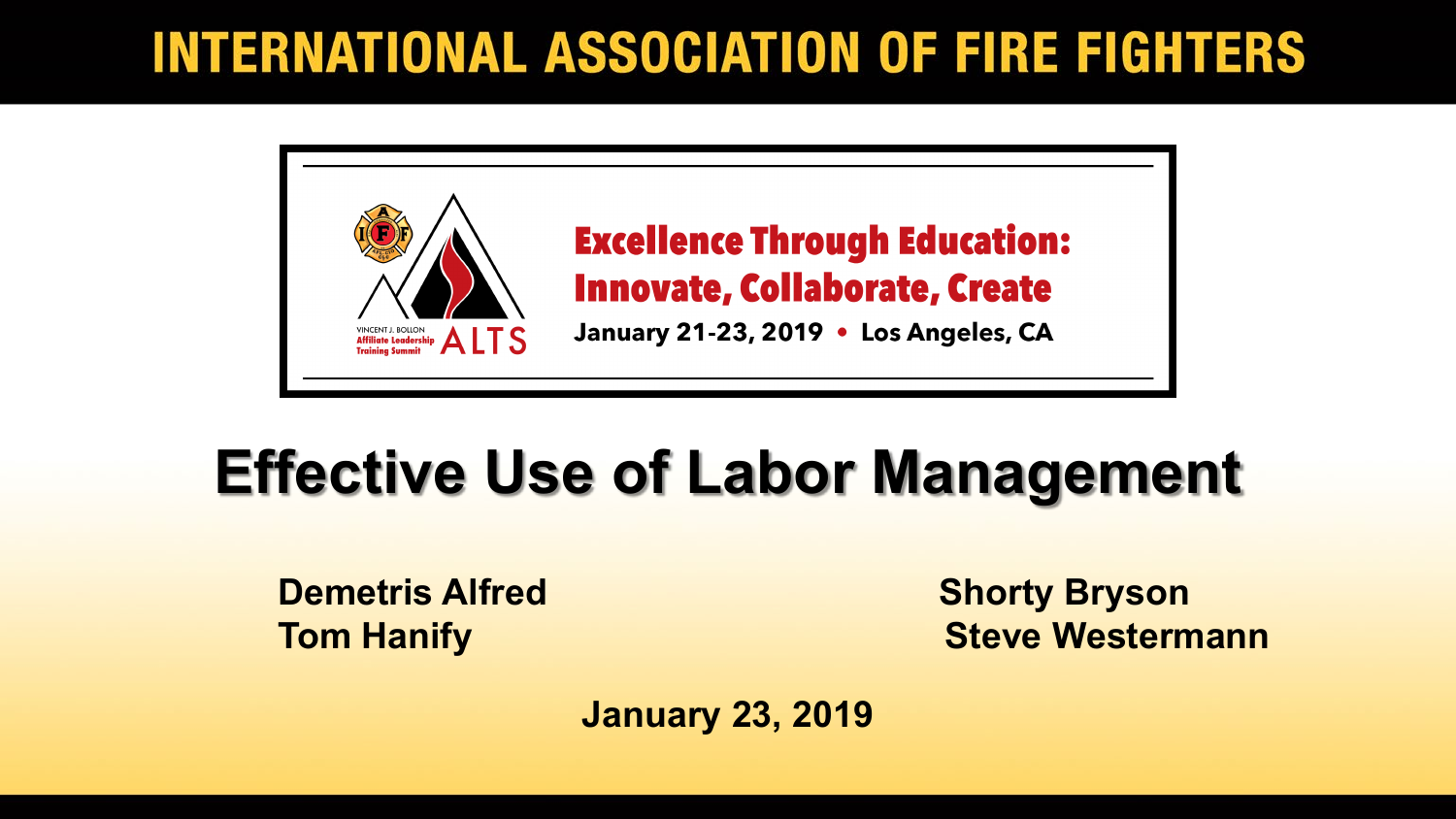# INTERNATIONAL ASSOCIATION OF FIRE FIGHTERS

VINCENT J. BOLLON Affiliate Leadership Training Summit ALTS

**Excellence Through Education: Innovate, Collaborate, Create**

**January 21-23, 2019 • Los Angeles, CA**

# Effective Use of Labor Management

**Demetris Alfred**
**Tom Hanify**
**Shorty Bryson**
**Steve Westermann**

**January 23, 2019**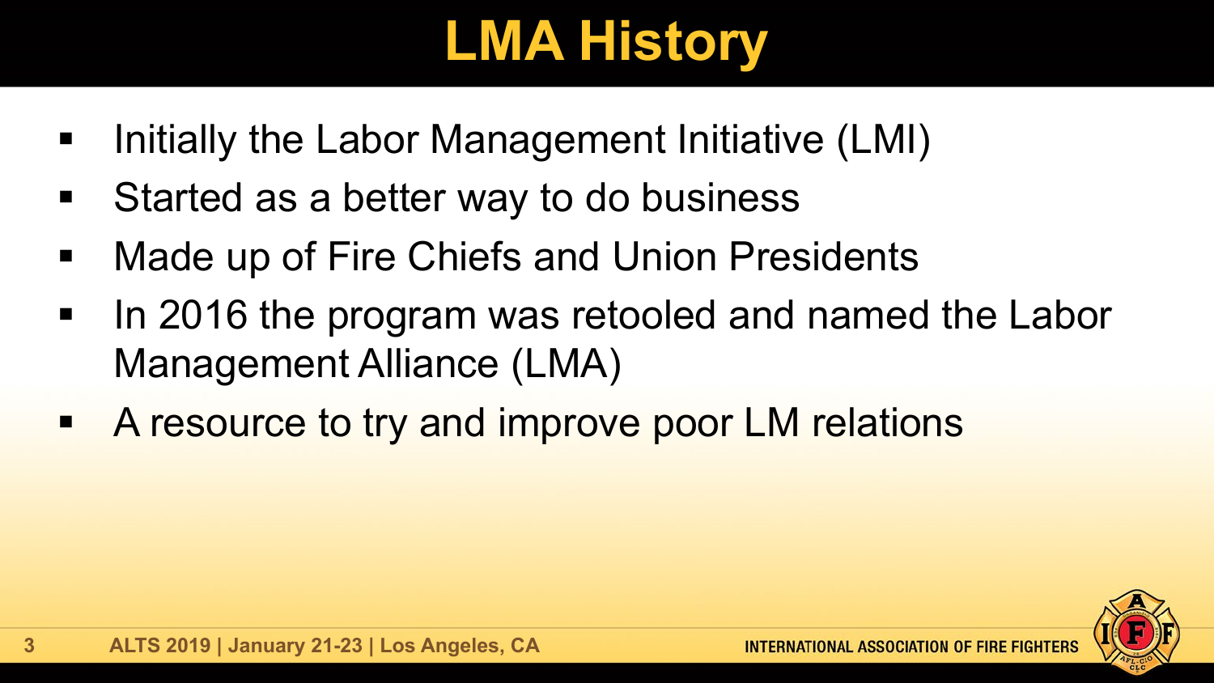# LMA History

- Initially the Labor Management Initiative (LMI)
- Started as a better way to do business
- Made up of Fire Chiefs and Union Presidents
- In 2016 the program was retooled and named the Labor Management Alliance (LMA)
- A resource to try and improve poor LM relations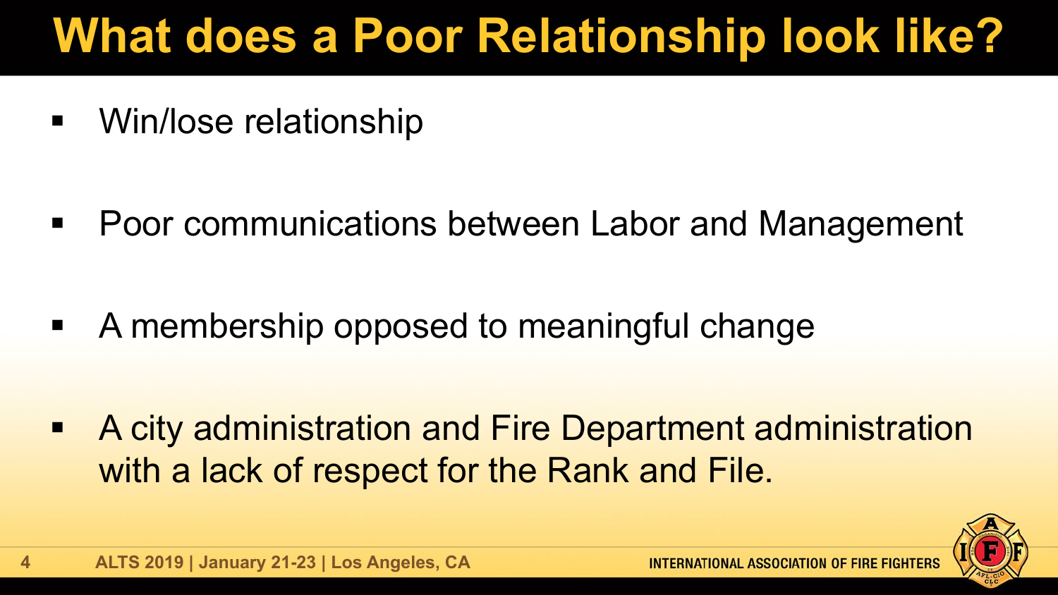# What does a Poor Relationship look like?

- Win/lose relationship
- Poor communications between Labor and Management
- A membership opposed to meaningful change
- A city administration and Fire Department administration with a lack of respect for the Rank and File.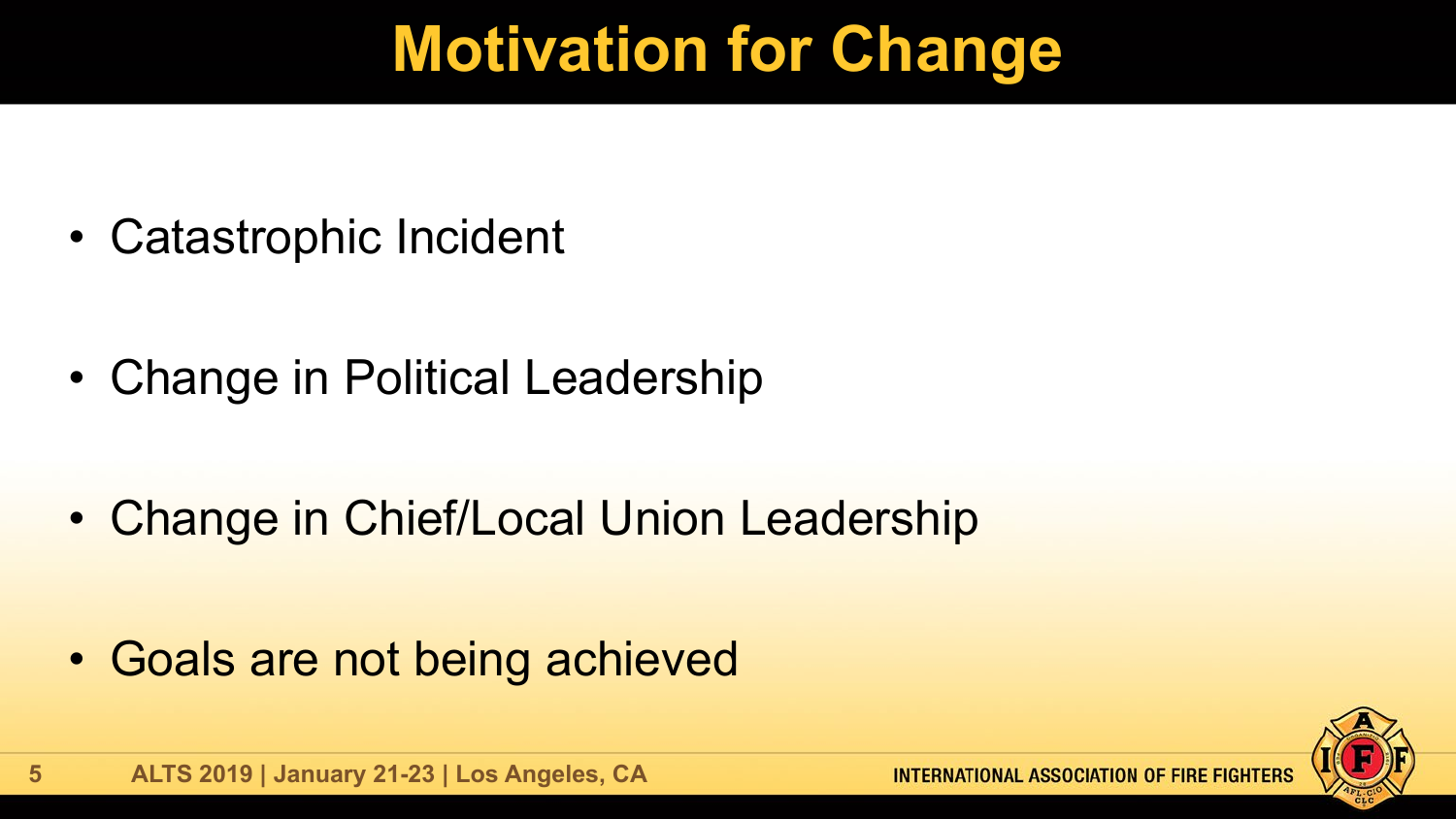# Motivation for Change

- Catastrophic Incident
- Change in Political Leadership
- Change in Chief/Local Union Leadership
- Goals are not being achieved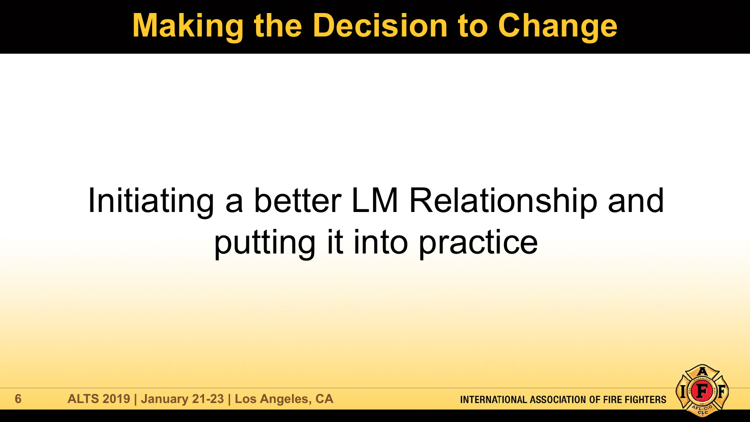# Making the Decision to Change

Initiating a better LM Relationship and putting it into practice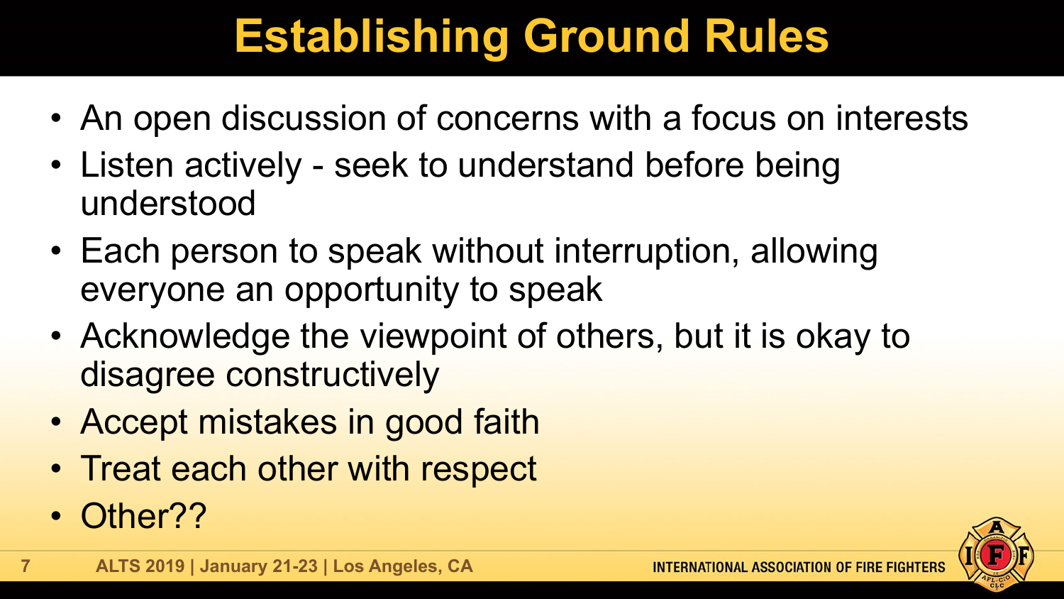# Establishing Ground Rules

- An open discussion of concerns with a focus on interests
- Listen actively - seek to understand before being understood
- Each person to speak without interruption, allowing everyone an opportunity to speak
- Acknowledge the viewpoint of others, but it is okay to disagree constructively
- Accept mistakes in good faith
- Treat each other with respect
- Other??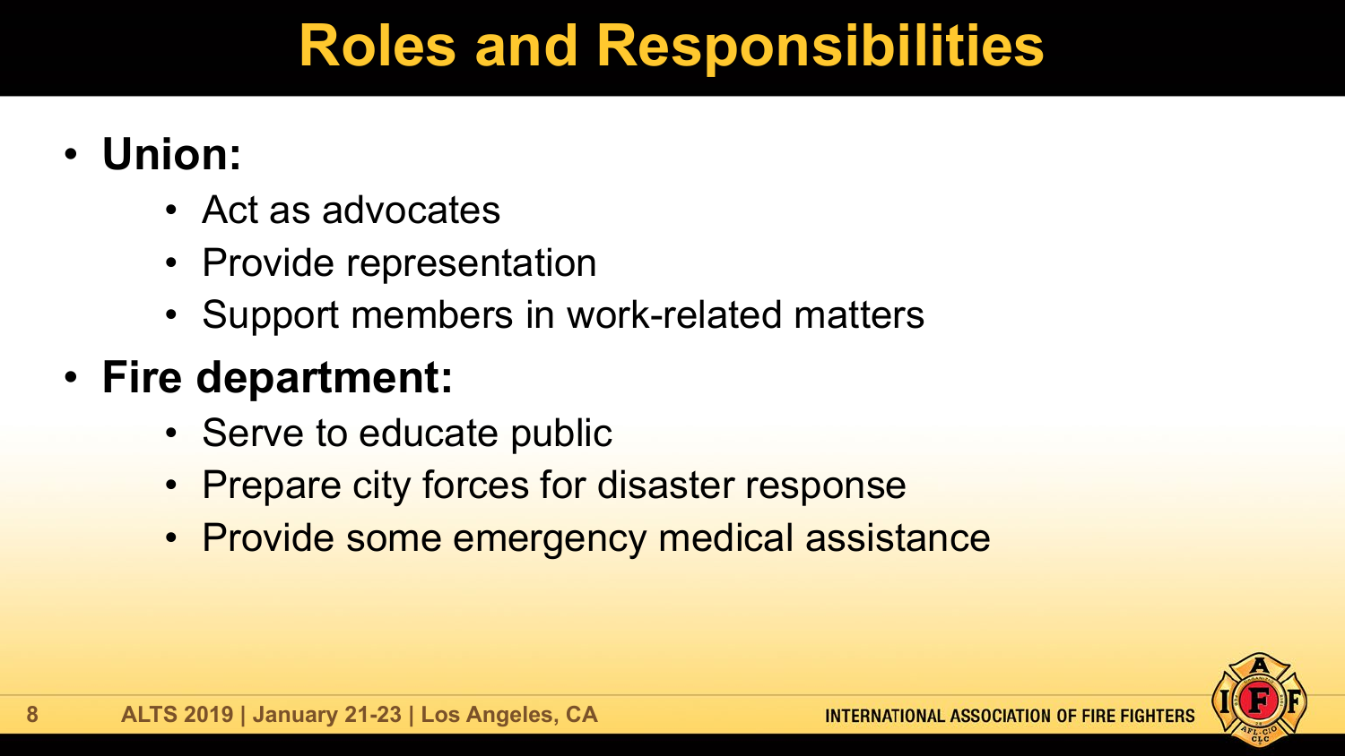# Roles and Responsibilities

- **Union:**
  - Act as advocates
  - Provide representation
  - Support members in work-related matters
- **Fire department:**
  - Serve to educate public
  - Prepare city forces for disaster response
  - Provide some emergency medical assistance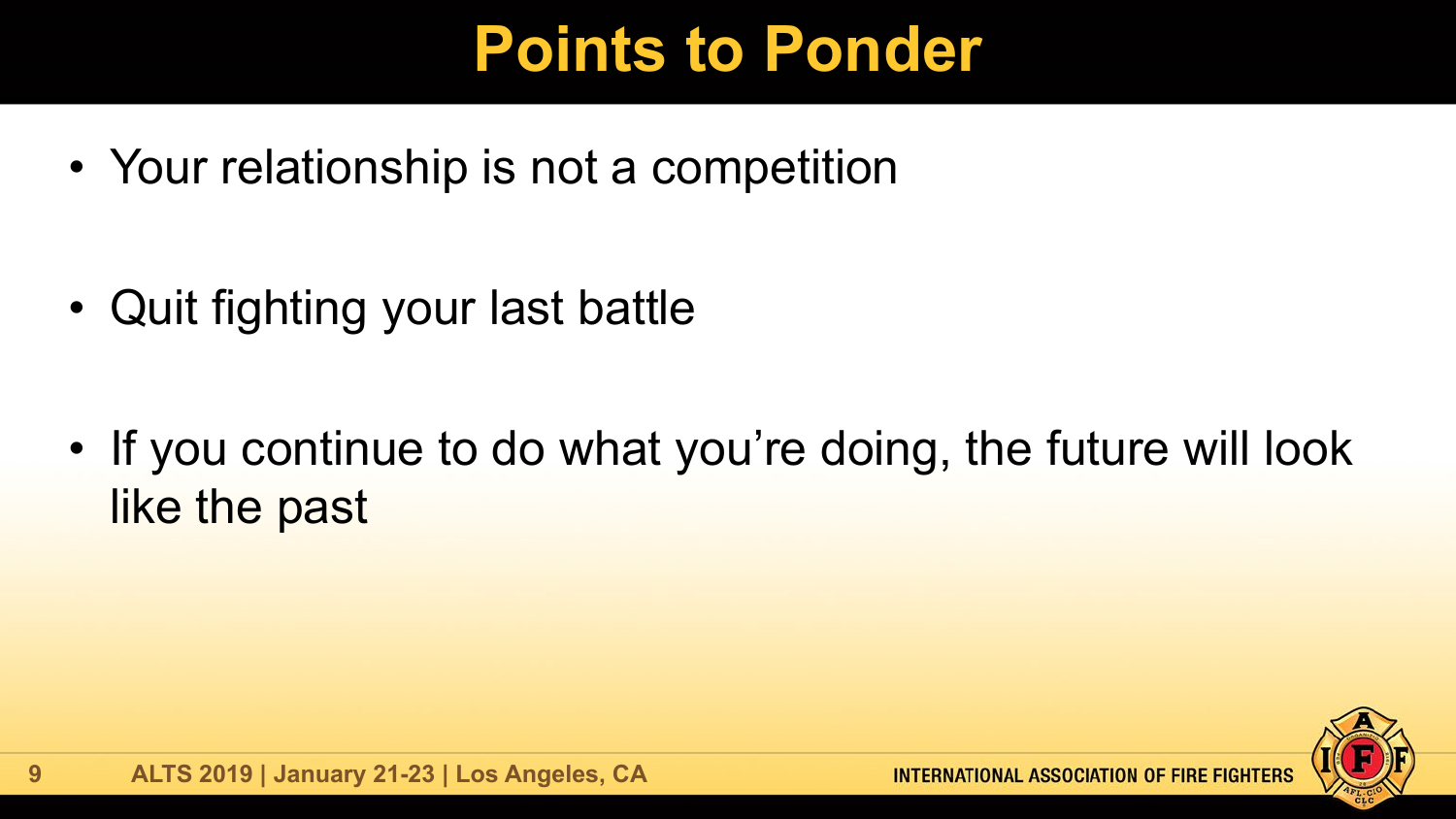# Points to Ponder

- Your relationship is not a competition
- Quit fighting your last battle
- If you continue to do what you're doing, the future will look like the past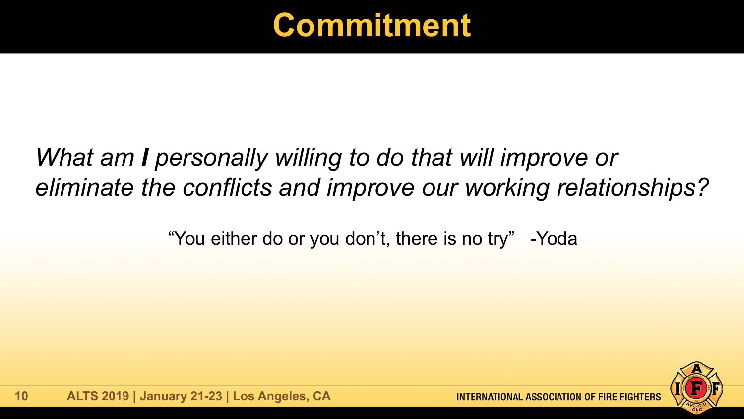# Commitment

*What am **I** personally willing to do that will improve or eliminate the conflicts and improve our working relationships?*

"You either do or you don't, there is no try" -Yoda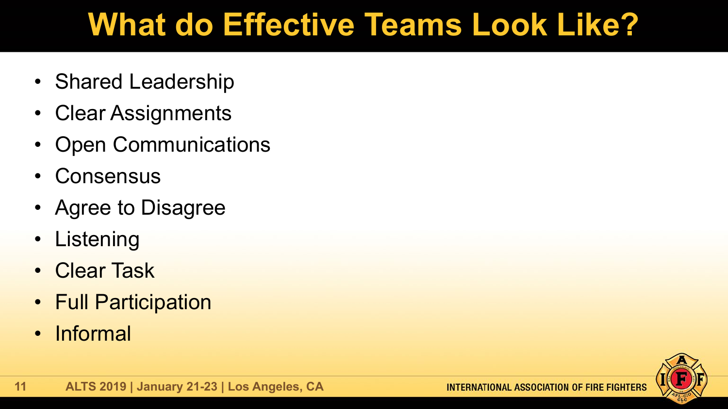# What do Effective Teams Look Like?

- Shared Leadership
- Clear Assignments
- Open Communications
- Consensus
- Agree to Disagree
- Listening
- Clear Task
- Full Participation
- Informal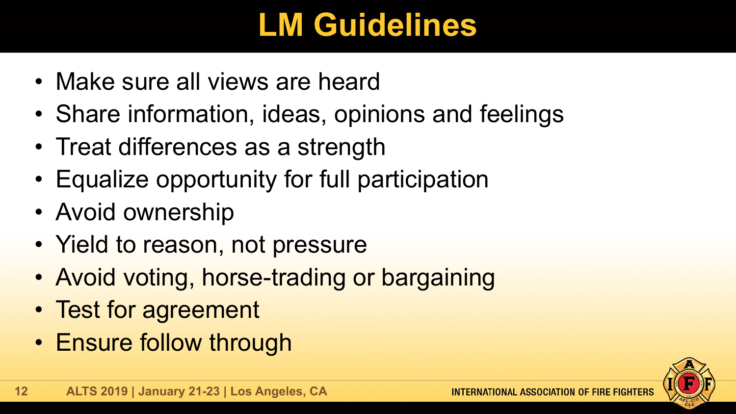# LM Guidelines

- Make sure all views are heard
- Share information, ideas, opinions and feelings
- Treat differences as a strength
- Equalize opportunity for full participation
- Avoid ownership
- Yield to reason, not pressure
- Avoid voting, horse-trading or bargaining
- Test for agreement
- Ensure follow through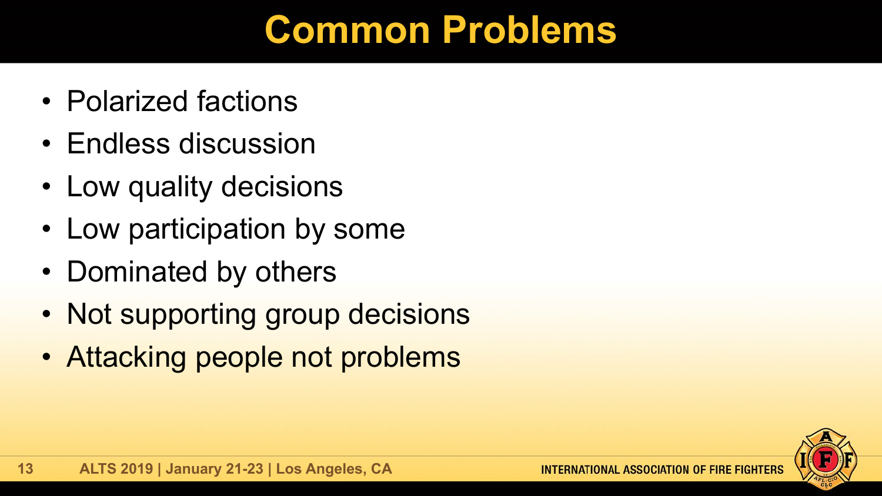# Common Problems

- Polarized factions
- Endless discussion
- Low quality decisions
- Low participation by some
- Dominated by others
- Not supporting group decisions
- Attacking people not problems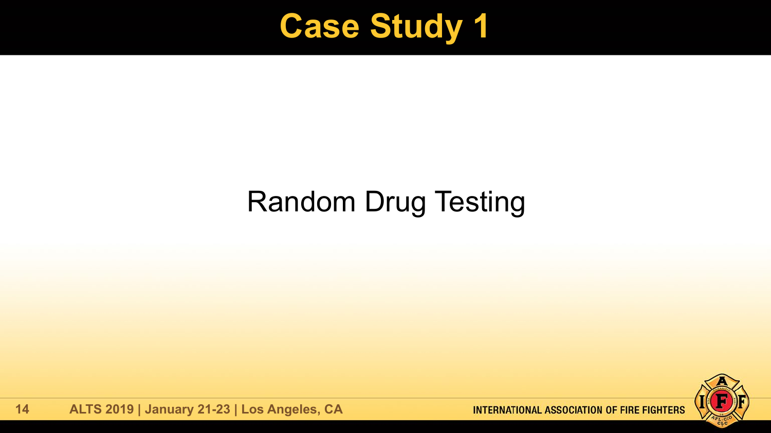# Case Study 1

Random Drug Testing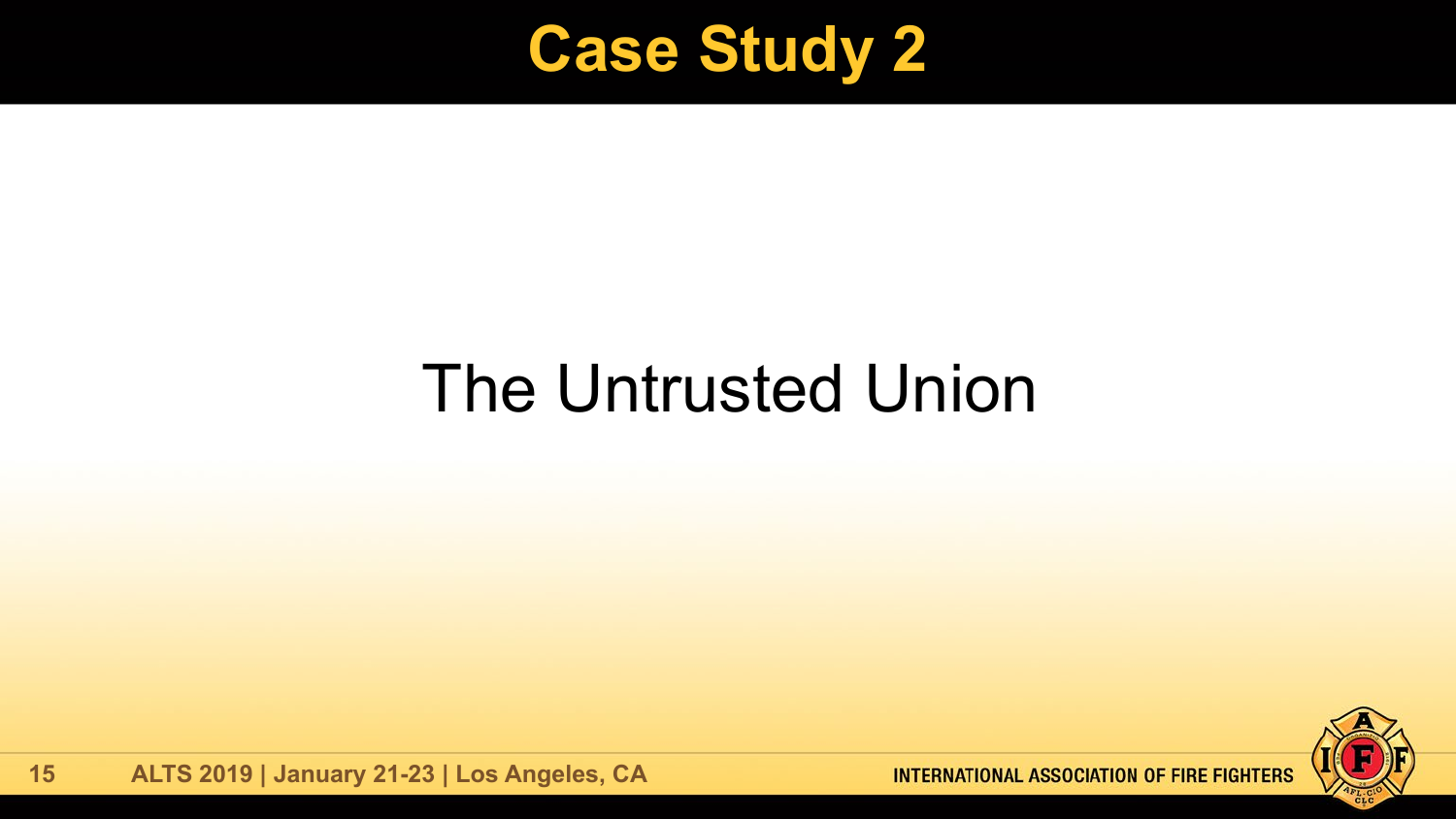# Case Study 2

The Untrusted Union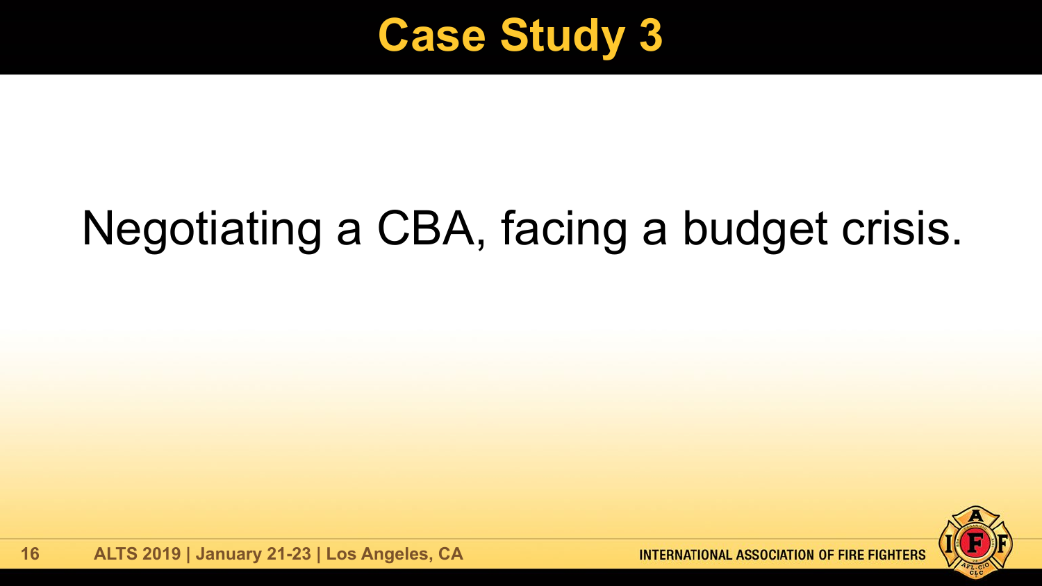# Case Study 3

Negotiating a CBA, facing a budget crisis.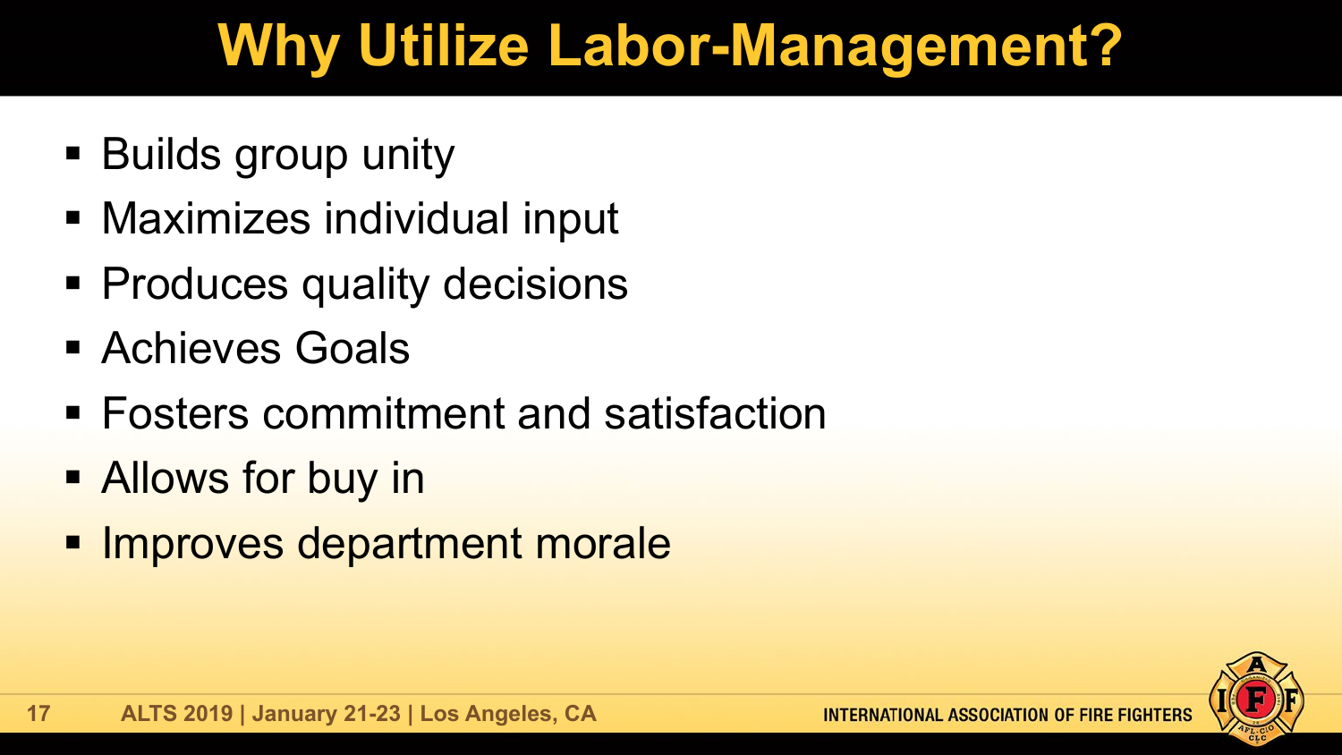# Why Utilize Labor-Management?

- Builds group unity
- Maximizes individual input
- Produces quality decisions
- Achieves Goals
- Fosters commitment and satisfaction
- Allows for buy in
- Improves department morale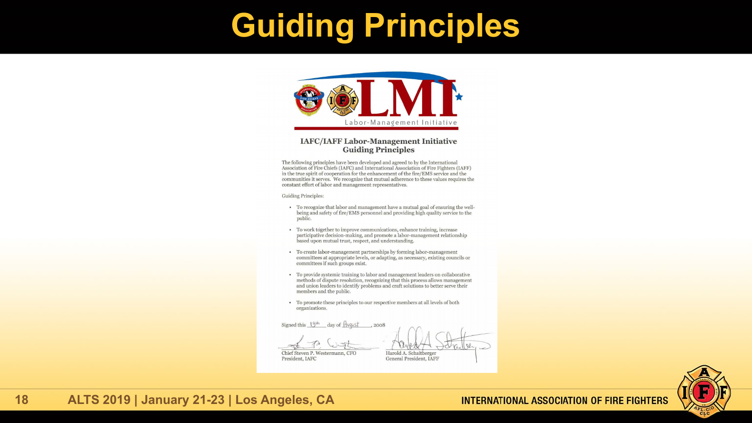# Guiding Principles

LMI
Labor-Management Initiative

## IAFC/IAFF Labor-Management Initiative Guiding Principles

The following principles have been developed and agreed to by the International Association of Fire Chiefs (IAFC) and International Association of Fire Fighters (IAFF) in the true spirit of cooperation for the enhancement of the fire/EMS service and the communities it serves. We recognize that mutual adherence to these values requires the constant effort of labor and management representatives.

Guiding Principles:

- To recognize that labor and management have a mutual goal of ensuring the well-being and safety of fire/EMS personnel and providing high quality service to the public.
- To work together to improve communications, enhance training, increase participative decision-making, and promote a labor-management relationship based upon mutual trust, respect, and understanding.
- To create labor-management partnerships by forming labor-management committees at appropriate levels, or adapting, as necessary, existing councils or committees if such groups exist.
- To provide systemic training to labor and management leaders on collaborative methods of dispute resolution, recognizing that this process allows management and union leaders to identify problems and craft solutions to better serve their members and the public.
- To promote these principles to our respective members at all levels of both organizations.

Signed this 13th day of August, 2008

Chief Steven P. Westermann, CFO
President, IAFC

Harold A. Schaitberger
General President, IAFF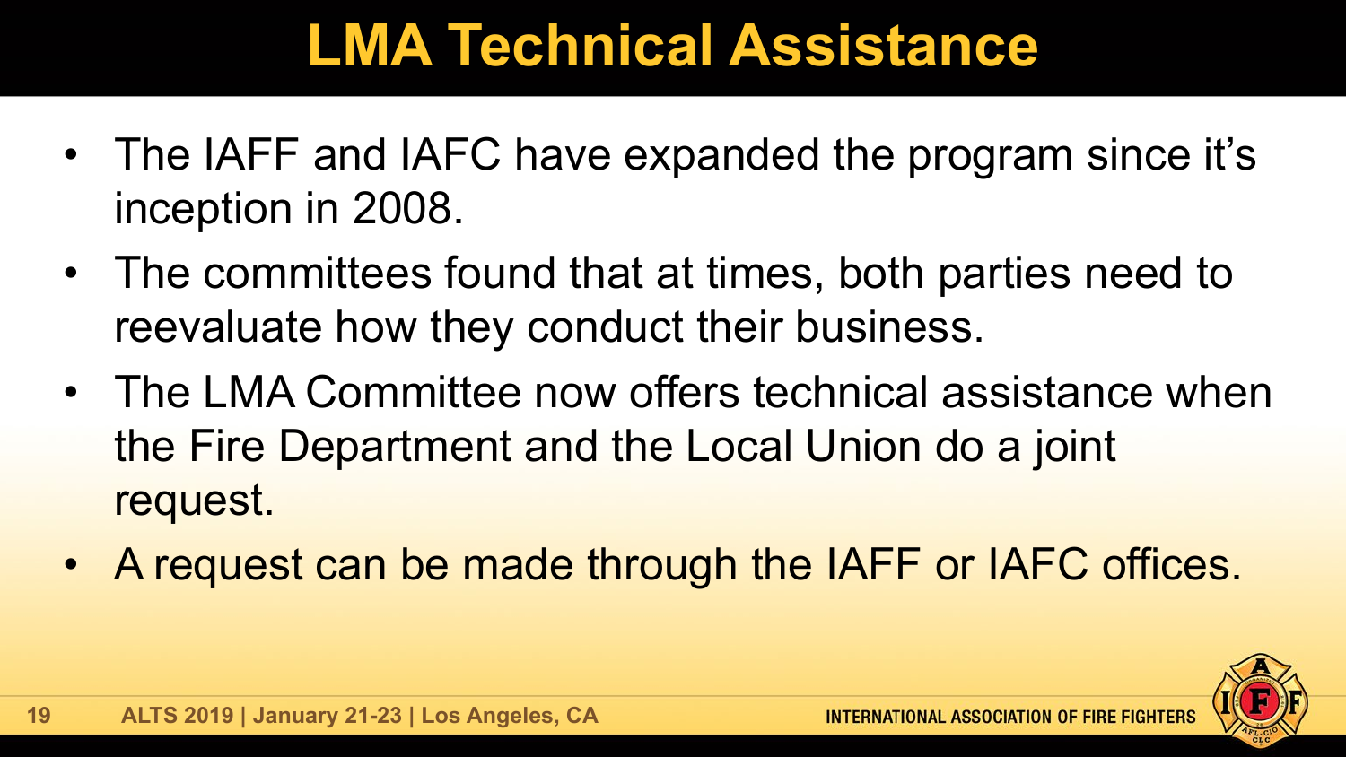# LMA Technical Assistance

- The IAFF and IAFC have expanded the program since it's inception in 2008.
- The committees found that at times, both parties need to reevaluate how they conduct their business.
- The LMA Committee now offers technical assistance when the Fire Department and the Local Union do a joint request.
- A request can be made through the IAFF or IAFC offices.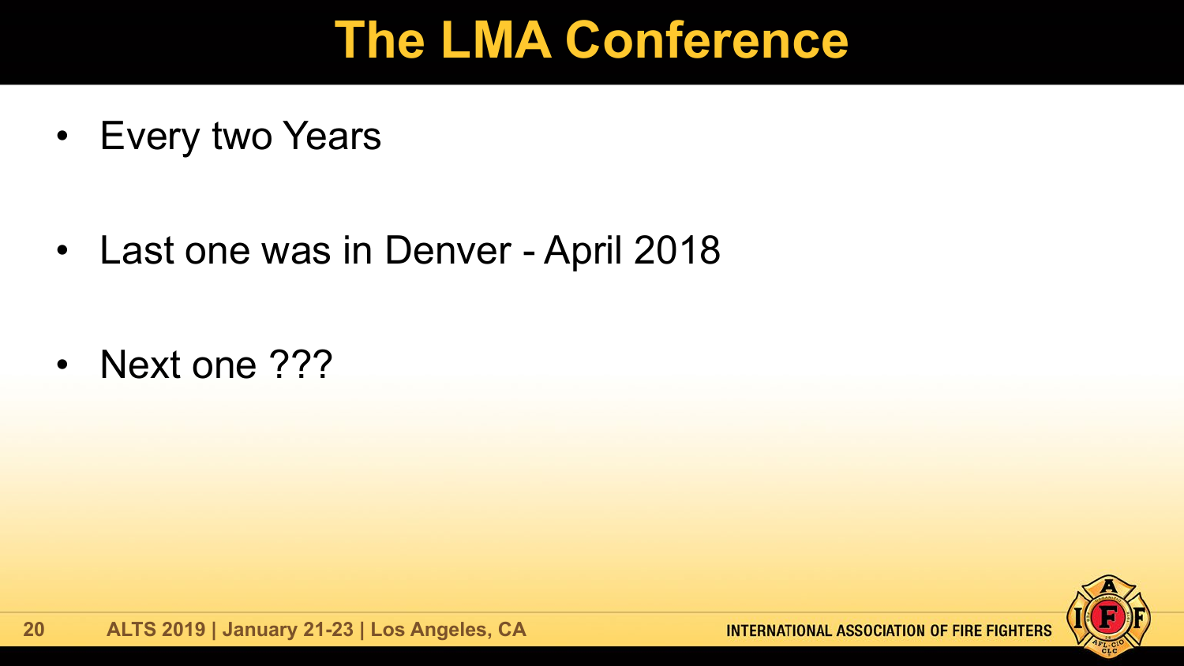# The LMA Conference

- Every two Years
- Last one was in Denver - April 2018
- Next one ???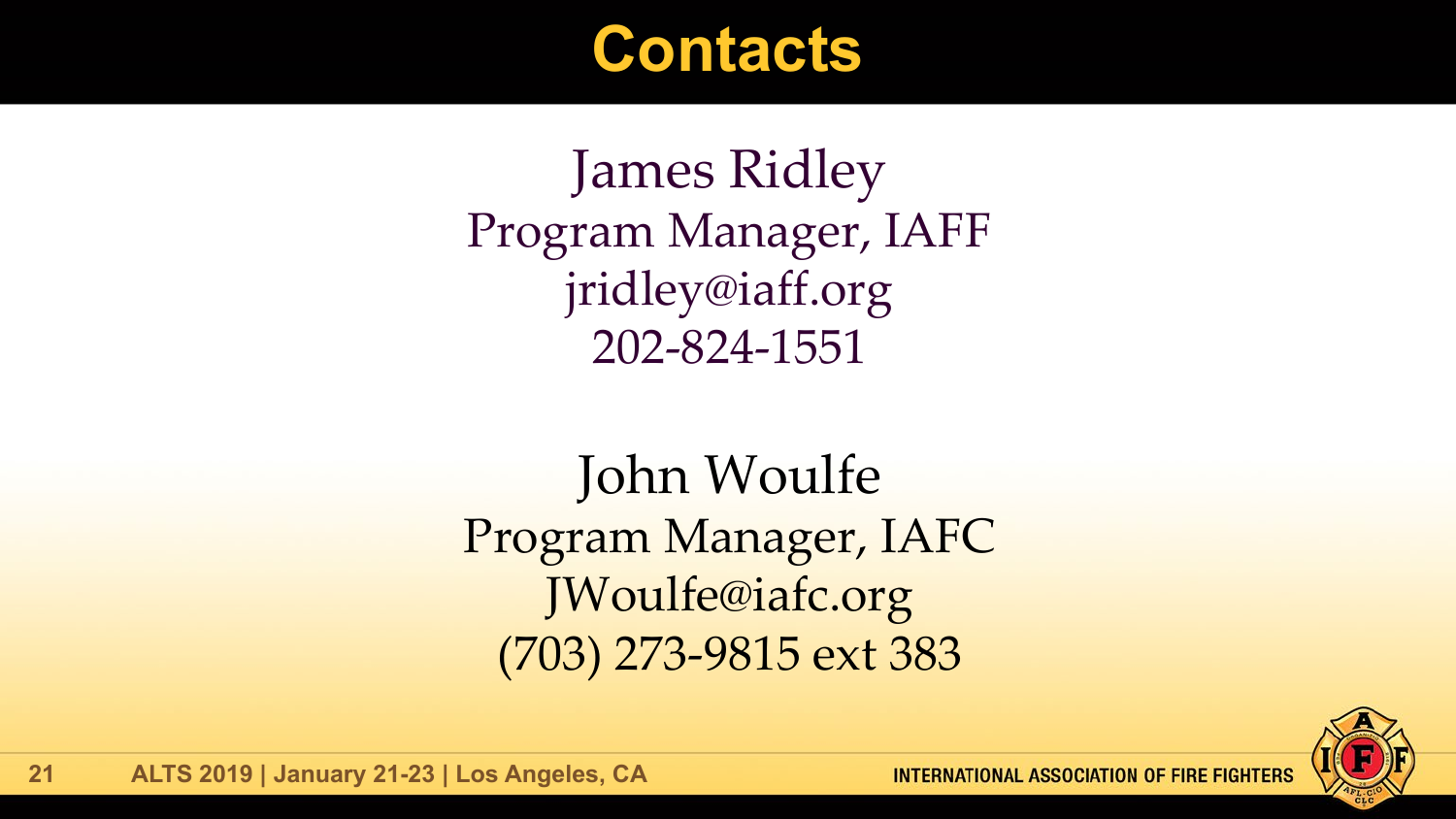# Contacts

James Ridley
Program Manager, IAFF
jridley@iaff.org
202-824-1551

John Woulfe
Program Manager, IAFC
JWoulfe@iafc.org
(703) 273-9815 ext 383